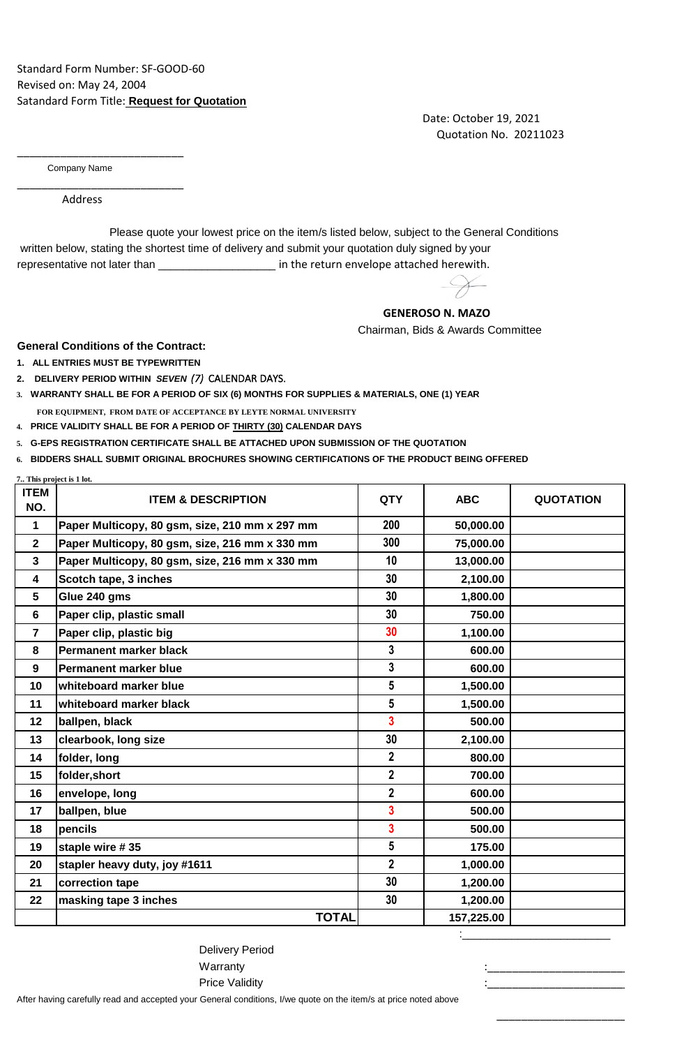Standard Form Number: SF-GOOD-60
Revised on: May 24, 2004
Satandard Form Title: **Request for Quotation**

Date: October 19, 2021
Quotation No. 20211023

_____________________________
Company Name

_____________________________
Address

Please quote your lowest price on the item/s listed below, subject to the General Conditions written below, stating the shortest time of delivery and submit your quotation duly signed by your representative not later than ____________________ in the return envelope attached herewith.

**GENEROSO N. MAZO**
Chairman, Bids & Awards Committee

**General Conditions of the Contract:**

1. **ALL ENTRIES MUST BE TYPEWRITTEN**
2. **DELIVERY PERIOD WITHIN** ***SEVEN*** *(7)* CALENDAR DAYS.
3. **WARRANTY SHALL BE FOR A PERIOD OF SIX (6) MONTHS FOR SUPPLIES & MATERIALS, ONE (1) YEAR FOR EQUIPMENT, FROM DATE OF ACCEPTANCE BY LEYTE NORMAL UNIVERSITY**
4. **PRICE VALIDITY SHALL BE FOR A PERIOD OF THIRTY (30) CALENDAR DAYS**
5. **G-EPS REGISTRATION CERTIFICATE SHALL BE ATTACHED UPON SUBMISSION OF THE QUOTATION**
6. **BIDDERS SHALL SUBMIT ORIGINAL BROCHURES SHOWING CERTIFICATIONS OF THE PRODUCT BEING OFFERED**

7.. This project is 1 lot.

| ITEM NO. | ITEM & DESCRIPTION | QTY | ABC | QUOTATION |
|---|---|---|---|---|
| 1 | Paper Multicopy, 80 gsm, size, 210 mm x 297 mm | 200 | 50,000.00 | |
| 2 | Paper Multicopy, 80 gsm, size, 216 mm x 330 mm | 300 | 75,000.00 | |
| 3 | Paper Multicopy, 80 gsm, size, 216 mm x 330 mm | 10 | 13,000.00 | |
| 4 | Scotch tape, 3 inches | 30 | 2,100.00 | |
| 5 | Glue 240 gms | 30 | 1,800.00 | |
| 6 | Paper clip, plastic small | 30 | 750.00 | |
| 7 | Paper clip, plastic big | 30 | 1,100.00 | |
| 8 | Permanent marker black | 3 | 600.00 | |
| 9 | Permanent marker blue | 3 | 600.00 | |
| 10 | whiteboard marker blue | 5 | 1,500.00 | |
| 11 | whiteboard marker black | 5 | 1,500.00 | |
| 12 | ballpen, black | 3 | 500.00 | |
| 13 | clearbook, long size | 30 | 2,100.00 | |
| 14 | folder, long | 2 | 800.00 | |
| 15 | folder,short | 2 | 700.00 | |
| 16 | envelope, long | 2 | 600.00 | |
| 17 | ballpen, blue | 3 | 500.00 | |
| 18 | pencils | 3 | 500.00 | |
| 19 | staple wire # 35 | 5 | 175.00 | |
| 20 | stapler heavy duty, joy #1611 | 2 | 1,000.00 | |
| 21 | correction tape | 30 | 1,200.00 | |
| 22 | masking tape 3 inches | 30 | 1,200.00 | |
| | **TOTAL** | | 157,225.00 | |

Delivery Period :_________________________
Warranty :_______________________
Price Validity :_______________________

After having carefully read and accepted your General conditions, I/we quote on the item/s at price noted above

_______________________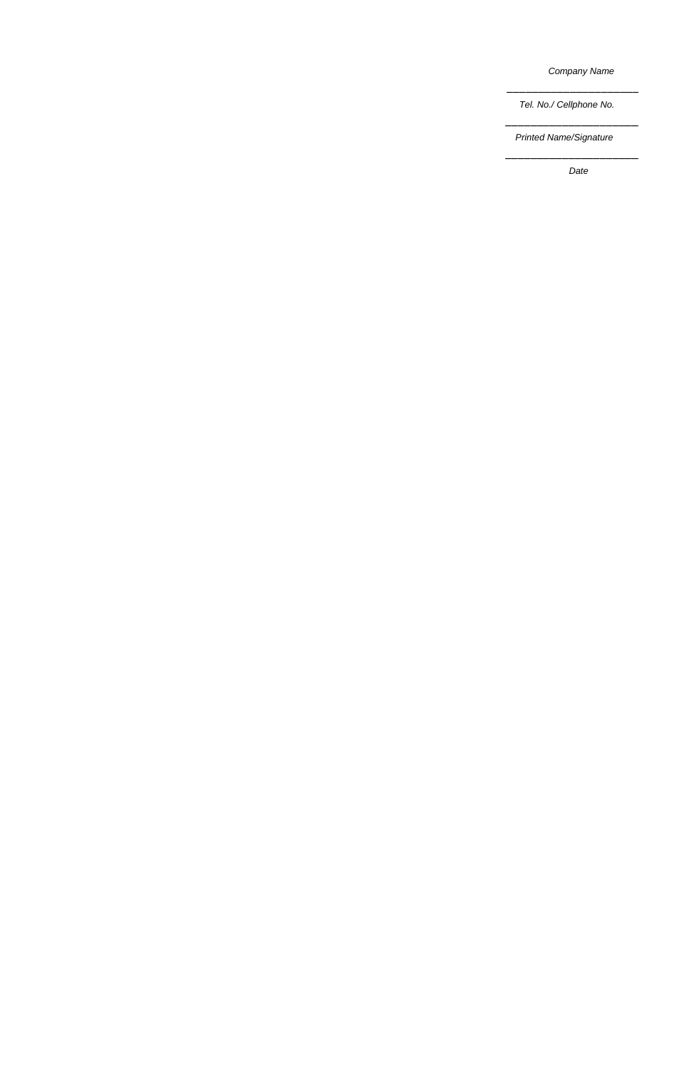*Company Name*

\_\_\_\_\_\_\_\_\_\_\_\_\_\_\_\_\_\_\_\_\_\_\_\_\_\_

*Tel. No./ Cellphone No.*

\_\_\_\_\_\_\_\_\_\_\_\_\_\_\_\_\_\_\_\_\_\_\_\_\_\_

*Printed Name/Signature*

\_\_\_\_\_\_\_\_\_\_\_\_\_\_\_\_\_\_\_\_\_\_\_\_\_\_

*Date*